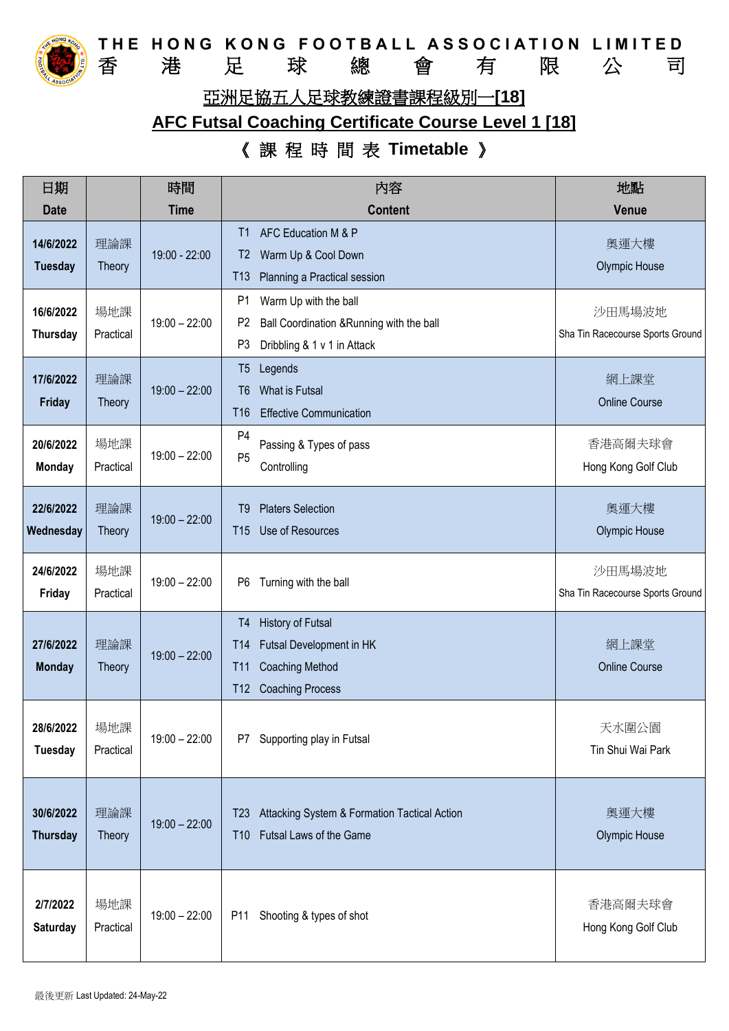# THE HONG KONG FOOTBALL ASSOCIATION LIMITED
# 香 港 足 球 總 會 有 限 公 司

## 亞洲足協五人足球教練證書課程級別一[18]

## AFC Futsal Coaching Certificate Course Level 1 [18]

### 《 課 程 時 間 表 Timetable 》

| 日期 Date | | 時間 Time | 內容 Content | 地點 Venue |
|---|---|---|---|---|
| 14/6/2022 Tuesday | 理論課 Theory | 19:00 - 22:00 | T1 AFC Education M & P<br>T2 Warm Up & Cool Down<br>T13 Planning a Practical session | 奧運大樓 Olympic House |
| 16/6/2022 Thursday | 場地課 Practical | 19:00 – 22:00 | P1 Warm Up with the ball<br>P2 Ball Coordination &Running with the ball<br>P3 Dribbling & 1 v 1 in Attack | 沙田馬場波地 Sha Tin Racecourse Sports Ground |
| 17/6/2022 Friday | 理論課 Theory | 19:00 – 22:00 | T5 Legends<br>T6 What is Futsal<br>T16 Effective Communication | 網上課堂 Online Course |
| 20/6/2022 Monday | 場地課 Practical | 19:00 – 22:00 | P4 Passing & Types of pass<br>P5 Controlling | 香港高爾夫球會 Hong Kong Golf Club |
| 22/6/2022 Wednesday | 理論課 Theory | 19:00 – 22:00 | T9 Platers Selection<br>T15 Use of Resources | 奧運大樓 Olympic House |
| 24/6/2022 Friday | 場地課 Practical | 19:00 – 22:00 | P6 Turning with the ball | 沙田馬場波地 Sha Tin Racecourse Sports Ground |
| 27/6/2022 Monday | 理論課 Theory | 19:00 – 22:00 | T4 History of Futsal<br>T14 Futsal Development in HK<br>T11 Coaching Method<br>T12 Coaching Process | 網上課堂 Online Course |
| 28/6/2022 Tuesday | 場地課 Practical | 19:00 – 22:00 | P7 Supporting play in Futsal | 天水圍公園 Tin Shui Wai Park |
| 30/6/2022 Thursday | 理論課 Theory | 19:00 – 22:00 | T23 Attacking System & Formation Tactical Action<br>T10 Futsal Laws of the Game | 奧運大樓 Olympic House |
| 2/7/2022 Saturday | 場地課 Practical | 19:00 – 22:00 | P11 Shooting & types of shot | 香港高爾夫球會 Hong Kong Golf Club |

最後更新 Last Updated: 24-May-22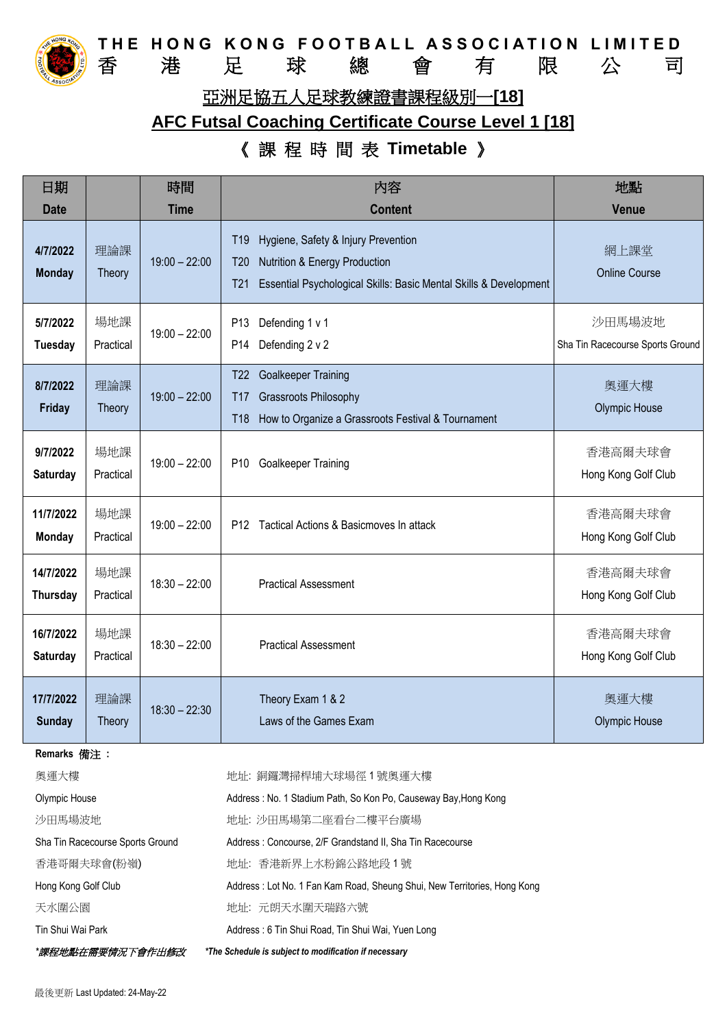# THE HONG KONG FOOTBALL ASSOCIATION LIMITED
# 香 港 足 球 總 會 有 限 公 司

## 亞洲足協五人足球教練證書課程級別一[18]

## AFC Futsal Coaching Certificate Course Level 1 [18]

### 《 課 程 時 間 表 Timetable 》

| 日期 Date | | 時間 Time | 內容 Content | 地點 Venue |
|---|---|---|---|---|
| **4/7/2022 Monday** | 理論課 Theory | 19:00 – 22:00 | T19 Hygiene, Safety & Injury Prevention<br>T20 Nutrition & Energy Production<br>T21 Essential Psychological Skills: Basic Mental Skills & Development | 網上課堂 Online Course |
| **5/7/2022 Tuesday** | 場地課 Practical | 19:00 – 22:00 | P13 Defending 1 v 1<br>P14 Defending 2 v 2 | 沙田馬場波地 Sha Tin Racecourse Sports Ground |
| **8/7/2022 Friday** | 理論課 Theory | 19:00 – 22:00 | T22 Goalkeeper Training<br>T17 Grassroots Philosophy<br>T18 How to Organize a Grassroots Festival & Tournament | 奧運大樓 Olympic House |
| **9/7/2022 Saturday** | 場地課 Practical | 19:00 – 22:00 | P10 Goalkeeper Training | 香港高爾夫球會 Hong Kong Golf Club |
| **11/7/2022 Monday** | 場地課 Practical | 19:00 – 22:00 | P12 Tactical Actions & Basicmoves In attack | 香港高爾夫球會 Hong Kong Golf Club |
| **14/7/2022 Thursday** | 場地課 Practical | 18:30 – 22:00 | Practical Assessment | 香港高爾夫球會 Hong Kong Golf Club |
| **16/7/2022 Saturday** | 場地課 Practical | 18:30 – 22:00 | Practical Assessment | 香港高爾夫球會 Hong Kong Golf Club |
| **17/7/2022 Sunday** | 理論課 Theory | 18:30 – 22:30 | Theory Exam 1 & 2<br>Laws of the Games Exam | 奧運大樓 Olympic House |

**Remarks 備注 :**

| | |
|---|---|
| 奧運大樓 | 地址: 銅鑼灣掃桿埔大球場徑 1 號奧運大樓 |
| Olympic House | Address : No. 1 Stadium Path, So Kon Po, Causeway Bay,Hong Kong |
| 沙田馬場波地 | 地址: 沙田馬場第二座看台二樓平台廣場 |
| Sha Tin Racecourse Sports Ground | Address : Concourse, 2/F Grandstand II, Sha Tin Racecourse |
| 香港哥爾夫球會(粉嶺) | 地址: 香港新界上水粉錦公路地段 1 號 |
| Hong Kong Golf Club | Address : Lot No. 1 Fan Kam Road, Sheung Shui, New Territories, Hong Kong |
| 天水圍公園 | 地址: 元朗天水圍天瑞路六號 |
| Tin Shui Wai Park | Address : 6 Tin Shui Road, Tin Shui Wai, Yuen Long |

***課程地點在需要情況下會作出修改*** ***\*The Schedule is subject to modification if necessary***

最後更新 Last Updated: 24-May-22